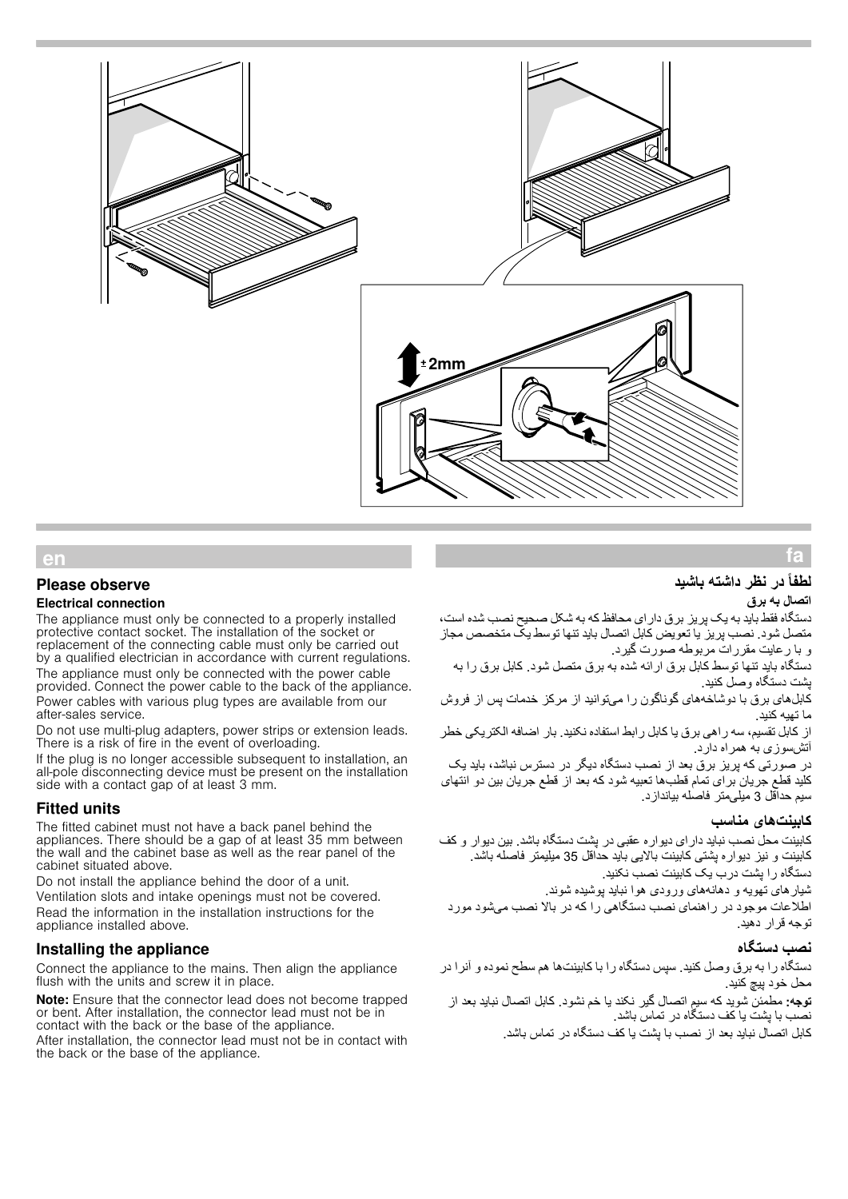±2mm

## en

### Please observe

#### Electrical connection

The appliance must only be connected to a properly installed protective contact socket. The installation of the socket or replacement of the connecting cable must only be carried out by a qualified electrician in accordance with current regulations.

The appliance must only be connected with the power cable provided. Connect the power cable to the back of the appliance.

Power cables with various plug types are available from our after-sales service.

Do not use multi-plug adapters, power strips or extension leads. There is a risk of fire in the event of overloading.

If the plug is no longer accessible subsequent to installation, an all-pole disconnecting device must be present on the installation side with a contact gap of at least 3 mm.

### Fitted units

The fitted cabinet must not have a back panel behind the appliances. There should be a gap of at least 35 mm between the wall and the cabinet base as well as the rear panel of the cabinet situated above.

Do not install the appliance behind the door of a unit.

Ventilation slots and intake openings must not be covered.

Read the information in the installation instructions for the appliance installed above.

### Installing the appliance

Connect the appliance to the mains. Then align the appliance flush with the units and screw it in place.

**Note:** Ensure that the connector lead does not become trapped or bent. After installation, the connector lead must not be in contact with the back or the base of the appliance.

After installation, the connector lead must not be in contact with the back or the base of the appliance.

## fa

### لطفاً در نظر داشته باشید

#### اتصال به برق

دستگاه فقط باید به یک پریز برق دارای محافظ که به شکل صحیح نصب شده است، متصل شود. نصب پریز یا تعویض کابل اتصال باید تنها توسط یک متخصص مجاز و با رعایت مقررات مربوطه صورت گیرد.

دستگاه باید تنها توسط کابل برق ارائه شده به برق متصل شود. کابل برق را به پشت دستگاه وصل کنید.

کابل‌های برق با دوشاخه‌های گوناگون را می‌توانید از مرکز خدمات پس از فروش ما تهیه کنید.

از کابل تقسیم، سه راهی برق یا کابل رابط استفاده نکنید. بار اضافه الکتریکی خطر آتش‌سوزی به همراه دارد.

در صورتی که پریز برق بعد از نصب دستگاه دیگر در دسترس نباشد، باید یک کلید قطع جریان برای تمام قطب‌ها تعبیه شود که بعد از قطع جریان بین دو انتهای سیم حداقل 3 میلی‌متر فاصله بیاندازد.

### کابینت‌های مناسب

کابینت محل نصب نباید دارای دیواره عقبی در پشت دستگاه باشد. بین دیوار و کف کابینت و نیز دیواره پشتی کابینت بالایی باید حداقل 35 میلیمتر فاصله باشد.

دستگاه را پشت درب یک کابینت نصب نکنید.

شیارهای تهویه و دهانه‌های ورودی هوا نباید پوشیده شوند.

اطلاعات موجود در راهنمای نصب دستگاهی را که در بالا نصب می‌شود مورد توجه قرار دهید.

### نصب دستگاه

دستگاه را به برق وصل کنید. سپس دستگاه را با کابینت‌ها هم سطح نموده و آنرا در محل خود پیچ کنید.

**توجه:** مطمئن شوید که سیم اتصال گیر نکند یا خم نشود. کابل اتصال نباید بعد از نصب با پشت یا کف دستگاه در تماس باشد.

کابل اتصال نباید بعد از نصب با پشت یا کف دستگاه در تماس باشد.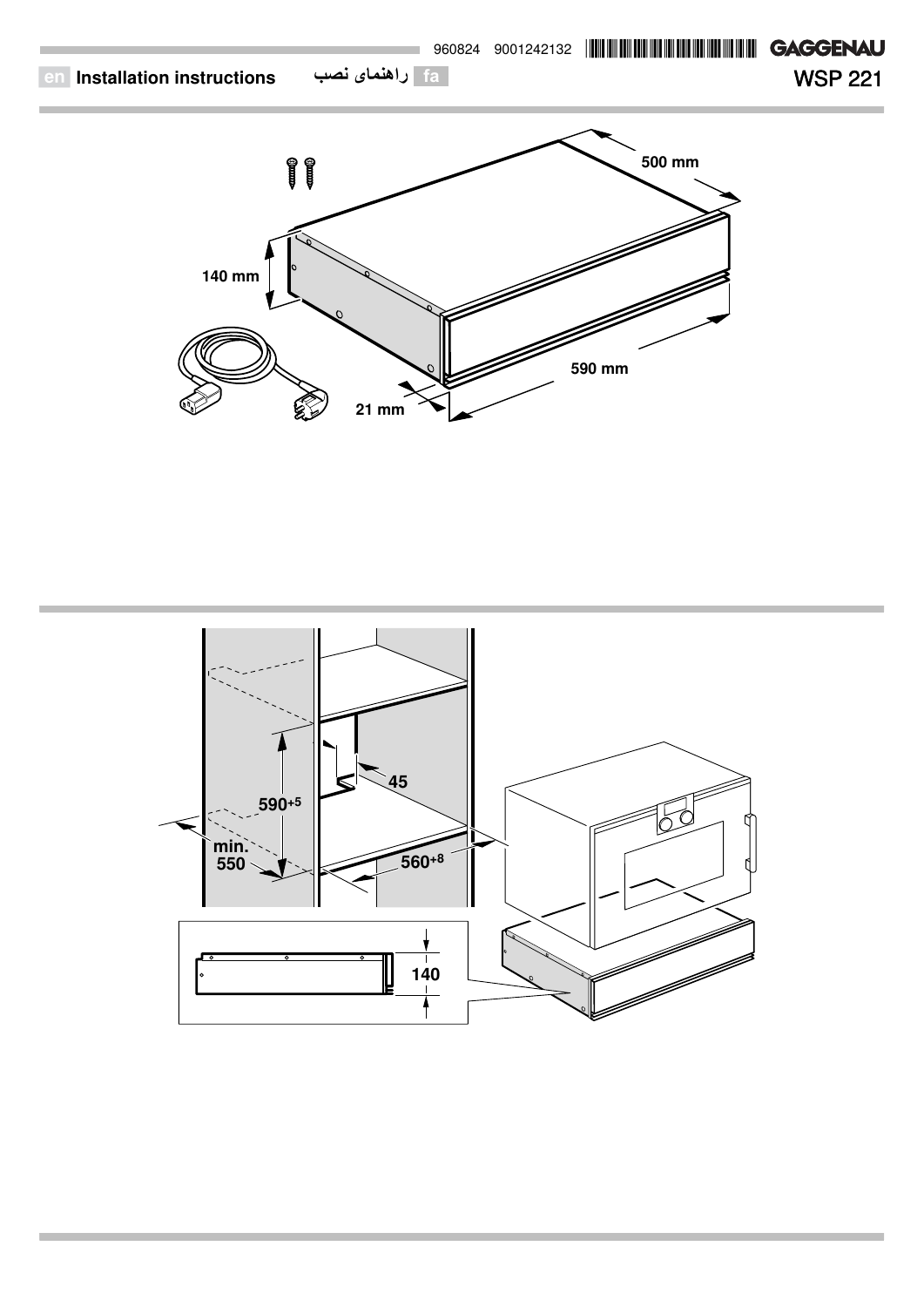960824 9001242132

**GAGGENAU**

en **Installation instructions** راهنمای نصب fa

WSP 221

500 mm

140 mm

590 mm

21 mm

$590^{+5}$

45

min. 550

$560^{+8}$

140